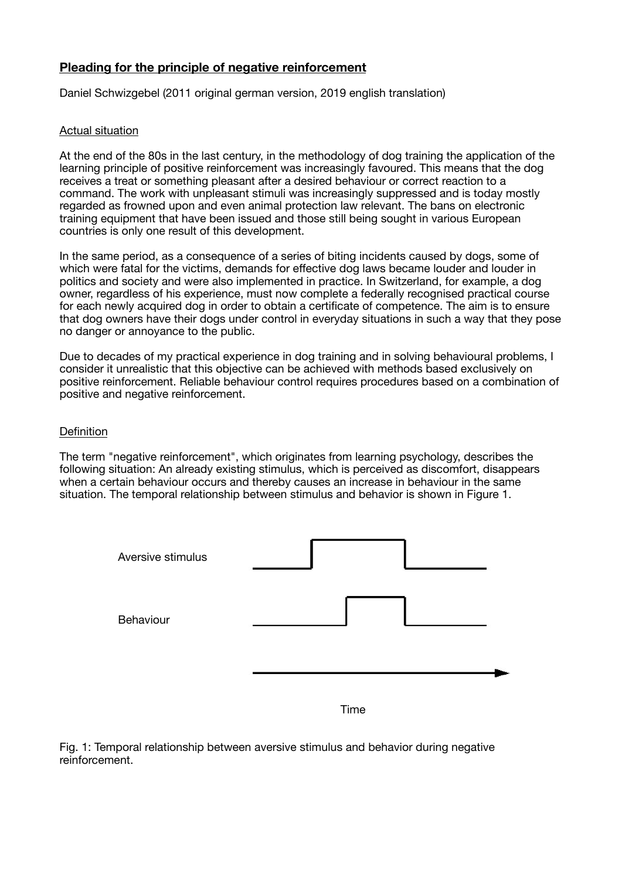# Pleading for the principle of negative reinforcement

Daniel Schwizgebel (2011 original german version, 2019 english translation)

## Actual situation

At the end of the 80s in the last century, in the methodology of dog training the application of the learning principle of positive reinforcement was increasingly favoured. This means that the dog receives a treat or something pleasant after a desired behaviour or correct reaction to a command. The work with unpleasant stimuli was increasingly suppressed and is today mostly regarded as frowned upon and even animal protection law relevant. The bans on electronic training equipment that have been issued and those still being sought in various European countries is only one result of this development.

In the same period, as a consequence of a series of biting incidents caused by dogs, some of which were fatal for the victims, demands for effective dog laws became louder and louder in politics and society and were also implemented in practice. In Switzerland, for example, a dog owner, regardless of his experience, must now complete a federally recognised practical course for each newly acquired dog in order to obtain a certificate of competence. The aim is to ensure that dog owners have their dogs under control in everyday situations in such a way that they pose no danger or annoyance to the public.

Due to decades of my practical experience in dog training and in solving behavioural problems, I consider it unrealistic that this objective can be achieved with methods based exclusively on positive reinforcement. Reliable behaviour control requires procedures based on a combination of positive and negative reinforcement.

## Definition

The term "negative reinforcement", which originates from learning psychology, describes the following situation: An already existing stimulus, which is perceived as discomfort, disappears when a certain behaviour occurs and thereby causes an increase in behaviour in the same situation. The temporal relationship between stimulus and behavior is shown in Figure 1.

Aversive stimulus

Behaviour

Time

Fig. 1: Temporal relationship between aversive stimulus and behavior during negative reinforcement.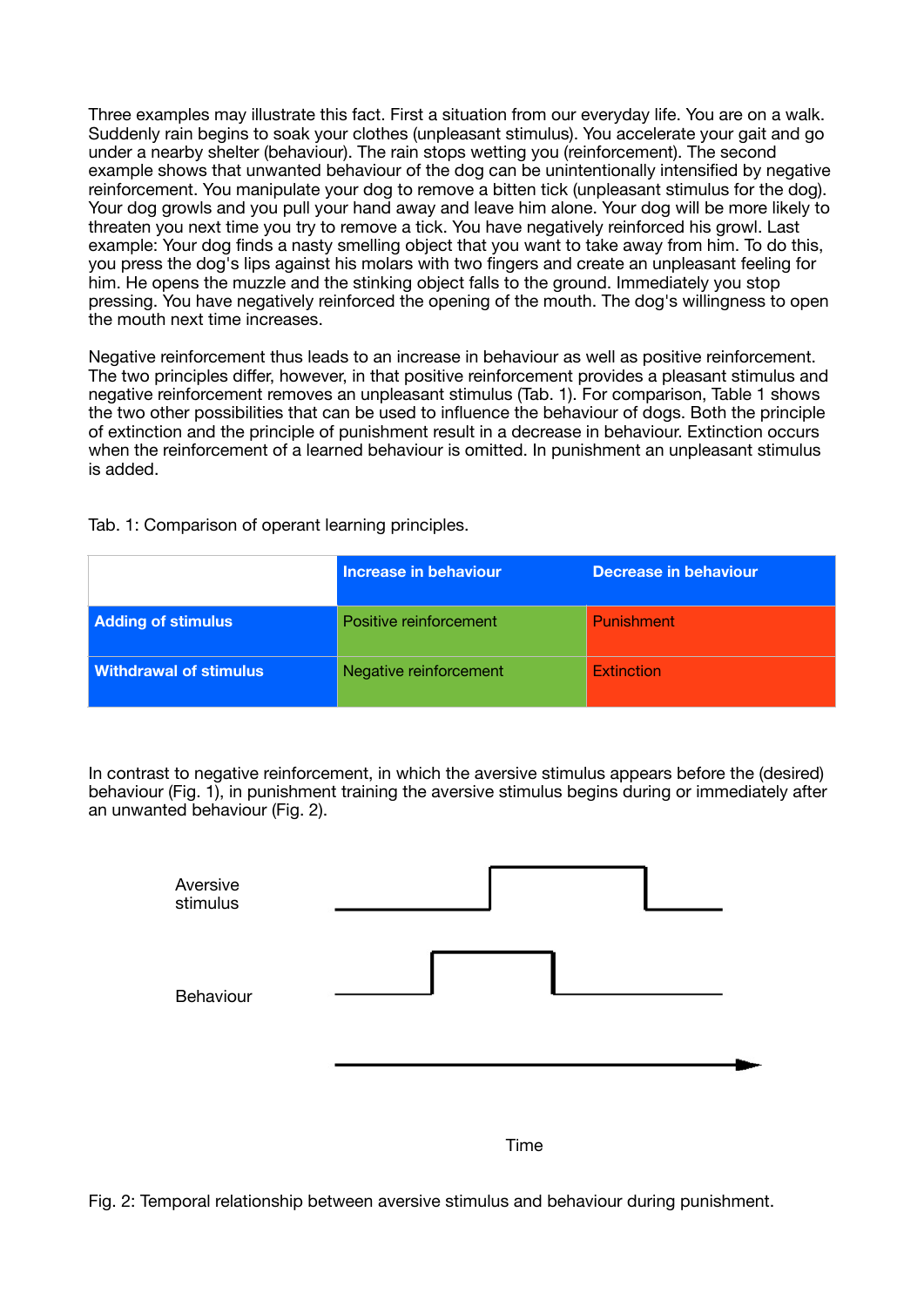Three examples may illustrate this fact. First a situation from our everyday life. You are on a walk. Suddenly rain begins to soak your clothes (unpleasant stimulus). You accelerate your gait and go under a nearby shelter (behaviour). The rain stops wetting you (reinforcement). The second example shows that unwanted behaviour of the dog can be unintentionally intensified by negative reinforcement. You manipulate your dog to remove a bitten tick (unpleasant stimulus for the dog). Your dog growls and you pull your hand away and leave him alone. Your dog will be more likely to threaten you next time you try to remove a tick. You have negatively reinforced his growl. Last example: Your dog finds a nasty smelling object that you want to take away from him. To do this, you press the dog's lips against his molars with two fingers and create an unpleasant feeling for him. He opens the muzzle and the stinking object falls to the ground. Immediately you stop pressing. You have negatively reinforced the opening of the mouth. The dog's willingness to open the mouth next time increases.

Negative reinforcement thus leads to an increase in behaviour as well as positive reinforcement. The two principles differ, however, in that positive reinforcement provides a pleasant stimulus and negative reinforcement removes an unpleasant stimulus (Tab. 1). For comparison, Table 1 shows the two other possibilities that can be used to influence the behaviour of dogs. Both the principle of extinction and the principle of punishment result in a decrease in behaviour. Extinction occurs when the reinforcement of a learned behaviour is omitted. In punishment an unpleasant stimulus is added.

Tab. 1: Comparison of operant learning principles.

| | **Increase in behaviour** | **Decrease in behaviour** |
|---|---|---|
| **Adding of stimulus** | Positive reinforcement | Punishment |
| **Withdrawal of stimulus** | Negative reinforcement | Extinction |

In contrast to negative reinforcement, in which the aversive stimulus appears before the (desired) behaviour (Fig. 1), in punishment training the aversive stimulus begins during or immediately after an unwanted behaviour (Fig. 2).

Aversive stimulus

Behaviour

Time

Fig. 2: Temporal relationship between aversive stimulus and behaviour during punishment.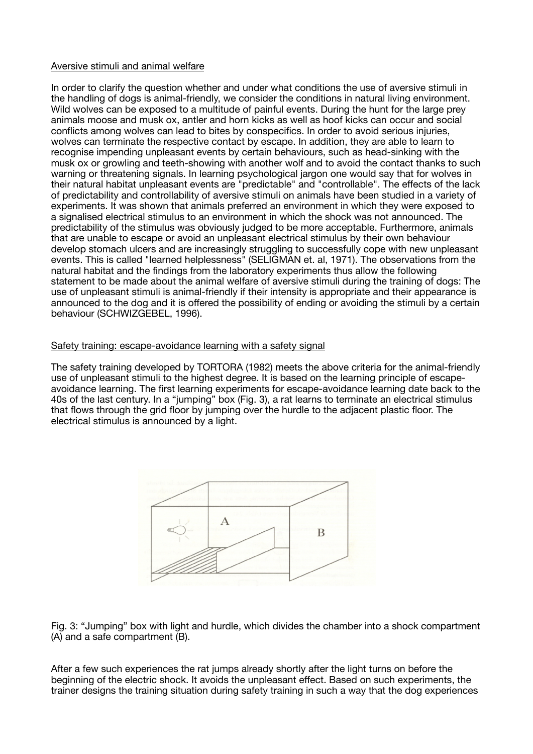Aversive stimuli and animal welfare

In order to clarify the question whether and under what conditions the use of aversive stimuli in the handling of dogs is animal-friendly, we consider the conditions in natural living environment. Wild wolves can be exposed to a multitude of painful events. During the hunt for the large prey animals moose and musk ox, antler and horn kicks as well as hoof kicks can occur and social conflicts among wolves can lead to bites by conspecifics. In order to avoid serious injuries, wolves can terminate the respective contact by escape. In addition, they are able to learn to recognise impending unpleasant events by certain behaviours, such as head-sinking with the musk ox or growling and teeth-showing with another wolf and to avoid the contact thanks to such warning or threatening signals. In learning psychological jargon one would say that for wolves in their natural habitat unpleasant events are "predictable" and "controllable". The effects of the lack of predictability and controllability of aversive stimuli on animals have been studied in a variety of experiments. It was shown that animals preferred an environment in which they were exposed to a signalised electrical stimulus to an environment in which the shock was not announced. The predictability of the stimulus was obviously judged to be more acceptable. Furthermore, animals that are unable to escape or avoid an unpleasant electrical stimulus by their own behaviour develop stomach ulcers and are increasingly struggling to successfully cope with new unpleasant events. This is called "learned helplessness" (SELIGMAN et. al, 1971). The observations from the natural habitat and the findings from the laboratory experiments thus allow the following statement to be made about the animal welfare of aversive stimuli during the training of dogs: The use of unpleasant stimuli is animal-friendly if their intensity is appropriate and their appearance is announced to the dog and it is offered the possibility of ending or avoiding the stimuli by a certain behaviour (SCHWIZGEBEL, 1996).

Safety training: escape-avoidance learning with a safety signal

The safety training developed by TORTORA (1982) meets the above criteria for the animal-friendly use of unpleasant stimuli to the highest degree. It is based on the learning principle of escape-avoidance learning. The first learning experiments for escape-avoidance learning date back to the 40s of the last century. In a "jumping" box (Fig. 3), a rat learns to terminate an electrical stimulus that flows through the grid floor by jumping over the hurdle to the adjacent plastic floor. The electrical stimulus is announced by a light.

Fig. 3: "Jumping" box with light and hurdle, which divides the chamber into a shock compartment (A) and a safe compartment (B).

After a few such experiences the rat jumps already shortly after the light turns on before the beginning of the electric shock. It avoids the unpleasant effect. Based on such experiments, the trainer designs the training situation during safety training in such a way that the dog experiences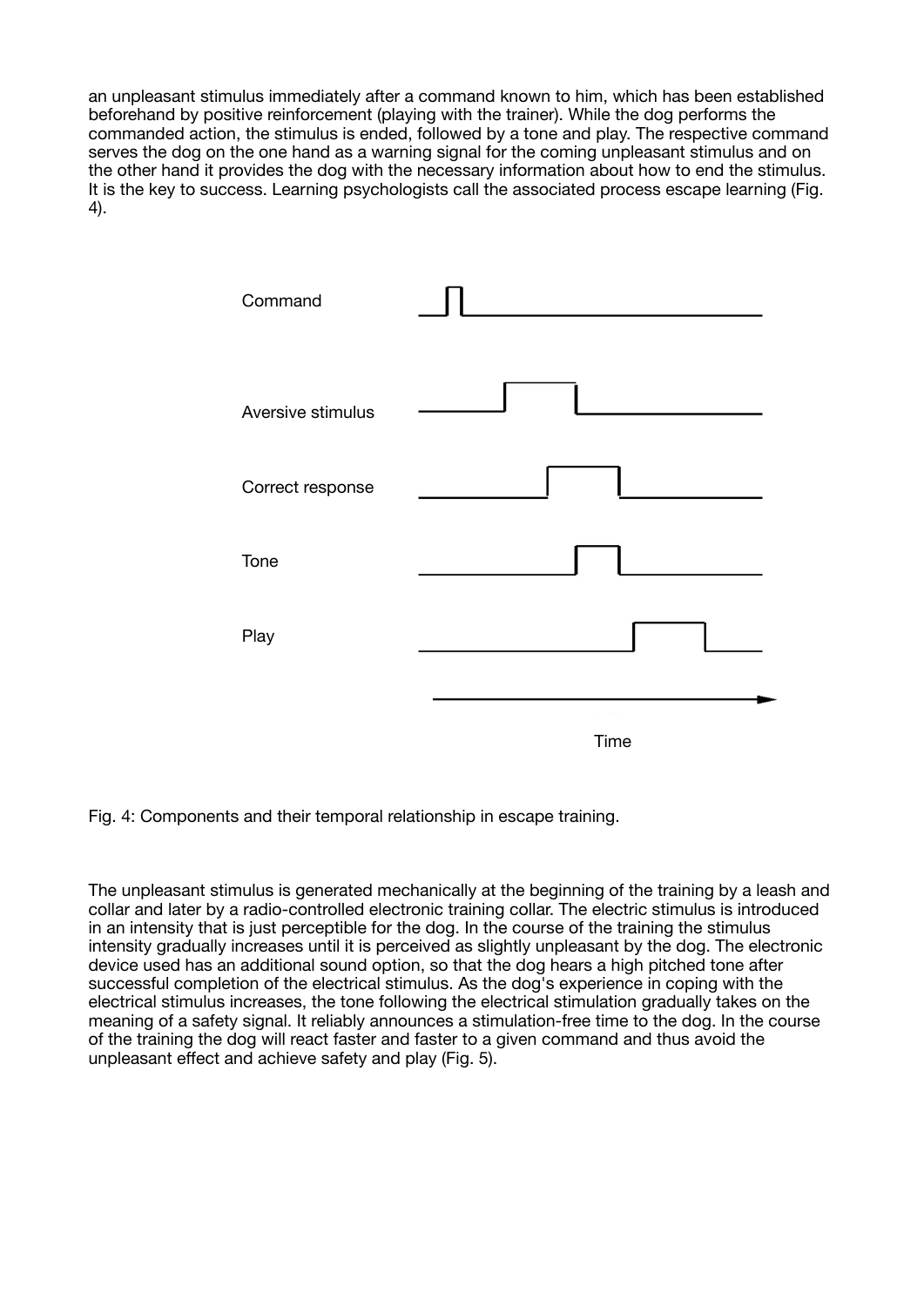an unpleasant stimulus immediately after a command known to him, which has been established beforehand by positive reinforcement (playing with the trainer). While the dog performs the commanded action, the stimulus is ended, followed by a tone and play. The respective command serves the dog on the one hand as a warning signal for the coming unpleasant stimulus and on the other hand it provides the dog with the necessary information about how to end the stimulus. It is the key to success. Learning psychologists call the associated process escape learning (Fig. 4).

Fig. 4: Components and their temporal relationship in escape training.

The unpleasant stimulus is generated mechanically at the beginning of the training by a leash and collar and later by a radio-controlled electronic training collar. The electric stimulus is introduced in an intensity that is just perceptible for the dog. In the course of the training the stimulus intensity gradually increases until it is perceived as slightly unpleasant by the dog. The electronic device used has an additional sound option, so that the dog hears a high pitched tone after successful completion of the electrical stimulus. As the dog's experience in coping with the electrical stimulus increases, the tone following the electrical stimulation gradually takes on the meaning of a safety signal. It reliably announces a stimulation-free time to the dog. In the course of the training the dog will react faster and faster to a given command and thus avoid the unpleasant effect and achieve safety and play (Fig. 5).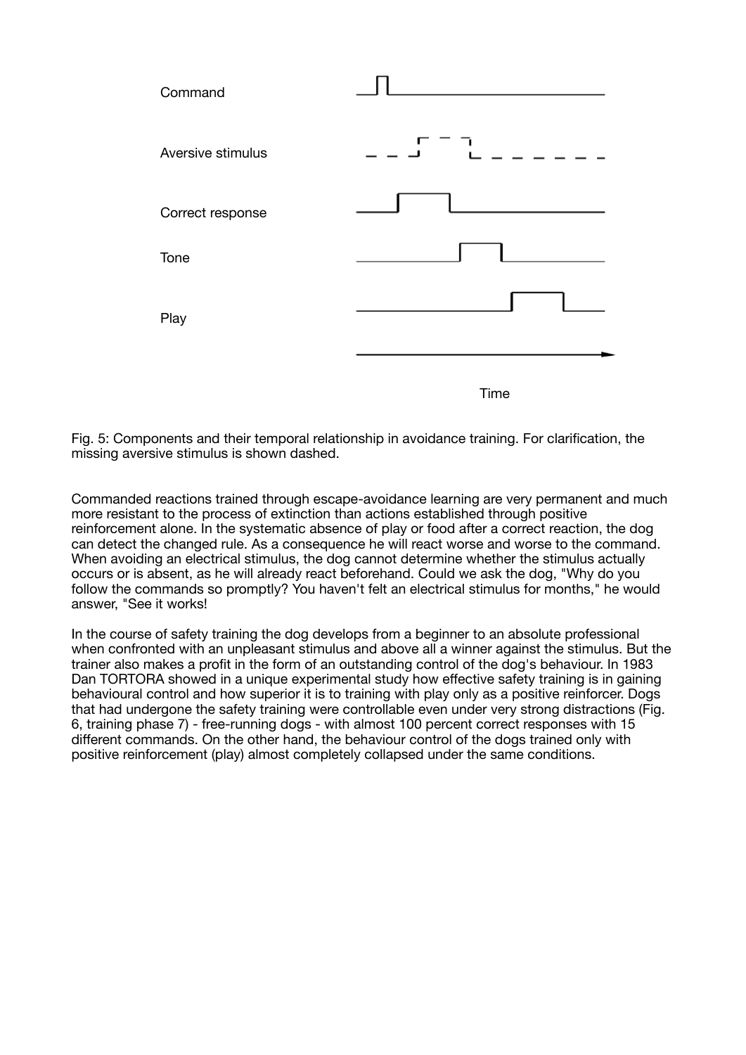Fig. 5: Components and their temporal relationship in avoidance training. For clarification, the missing aversive stimulus is shown dashed.

Commanded reactions trained through escape-avoidance learning are very permanent and much more resistant to the process of extinction than actions established through positive reinforcement alone. In the systematic absence of play or food after a correct reaction, the dog can detect the changed rule. As a consequence he will react worse and worse to the command. When avoiding an electrical stimulus, the dog cannot determine whether the stimulus actually occurs or is absent, as he will already react beforehand. Could we ask the dog, "Why do you follow the commands so promptly? You haven't felt an electrical stimulus for months," he would answer, "See it works!

In the course of safety training the dog develops from a beginner to an absolute professional when confronted with an unpleasant stimulus and above all a winner against the stimulus. But the trainer also makes a profit in the form of an outstanding control of the dog's behaviour. In 1983 Dan TORTORA showed in a unique experimental study how effective safety training is in gaining behavioural control and how superior it is to training with play only as a positive reinforcer. Dogs that had undergone the safety training were controllable even under very strong distractions (Fig. 6, training phase 7) - free-running dogs - with almost 100 percent correct responses with 15 different commands. On the other hand, the behaviour control of the dogs trained only with positive reinforcement (play) almost completely collapsed under the same conditions.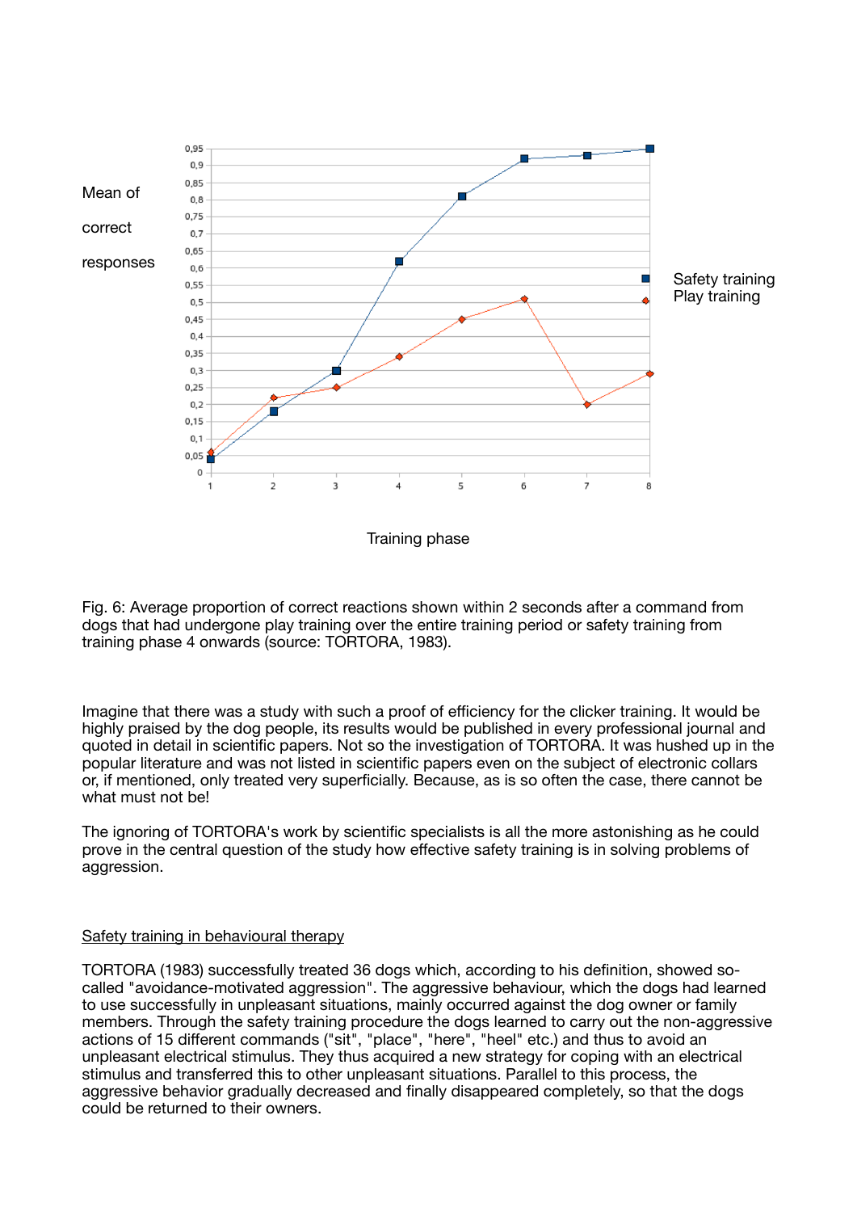Fig. 6: Average proportion of correct reactions shown within 2 seconds after a command from dogs that had undergone play training over the entire training period or safety training from training phase 4 onwards (source: TORTORA, 1983).

Imagine that there was a study with such a proof of efficiency for the clicker training. It would be highly praised by the dog people, its results would be published in every professional journal and quoted in detail in scientific papers. Not so the investigation of TORTORA. It was hushed up in the popular literature and was not listed in scientific papers even on the subject of electronic collars or, if mentioned, only treated very superficially. Because, as is so often the case, there cannot be what must not be!

The ignoring of TORTORA's work by scientific specialists is all the more astonishing as he could prove in the central question of the study how effective safety training is in solving problems of aggression.

<u>Safety training in behavioural therapy</u>

TORTORA (1983) successfully treated 36 dogs which, according to his definition, showed so-called "avoidance-motivated aggression". The aggressive behaviour, which the dogs had learned to use successfully in unpleasant situations, mainly occurred against the dog owner or family members. Through the safety training procedure the dogs learned to carry out the non-aggressive actions of 15 different commands ("sit", "place", "here", "heel" etc.) and thus to avoid an unpleasant electrical stimulus. They thus acquired a new strategy for coping with an electrical stimulus and transferred this to other unpleasant situations. Parallel to this process, the aggressive behavior gradually decreased and finally disappeared completely, so that the dogs could be returned to their owners.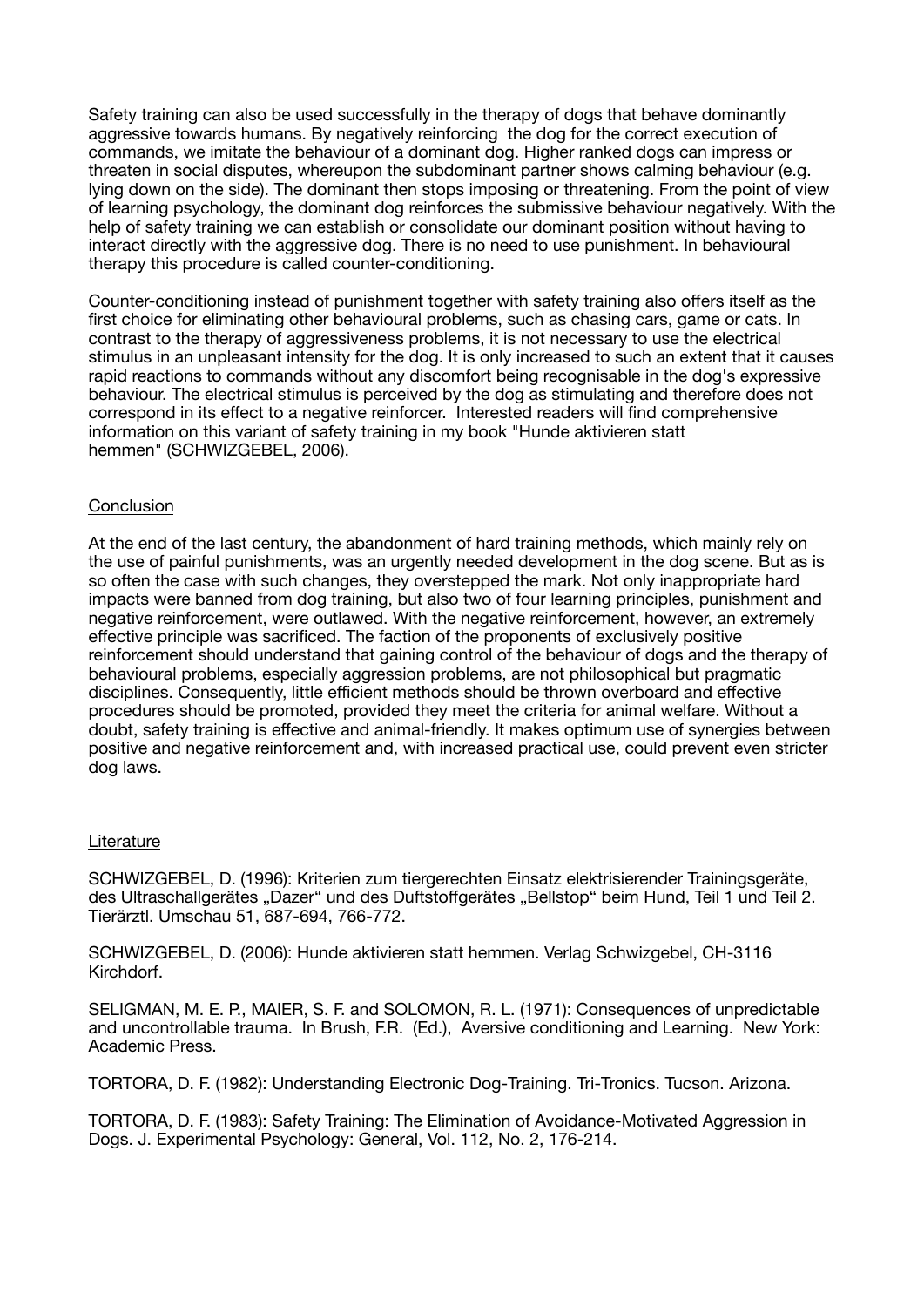Safety training can also be used successfully in the therapy of dogs that behave dominantly aggressive towards humans. By negatively reinforcing the dog for the correct execution of commands, we imitate the behaviour of a dominant dog. Higher ranked dogs can impress or threaten in social disputes, whereupon the subdominant partner shows calming behaviour (e.g. lying down on the side). The dominant then stops imposing or threatening. From the point of view of learning psychology, the dominant dog reinforces the submissive behaviour negatively. With the help of safety training we can establish or consolidate our dominant position without having to interact directly with the aggressive dog. There is no need to use punishment. In behavioural therapy this procedure is called counter-conditioning.

Counter-conditioning instead of punishment together with safety training also offers itself as the first choice for eliminating other behavioural problems, such as chasing cars, game or cats. In contrast to the therapy of aggressiveness problems, it is not necessary to use the electrical stimulus in an unpleasant intensity for the dog. It is only increased to such an extent that it causes rapid reactions to commands without any discomfort being recognisable in the dog's expressive behaviour. The electrical stimulus is perceived by the dog as stimulating and therefore does not correspond in its effect to a negative reinforcer. Interested readers will find comprehensive information on this variant of safety training in my book "Hunde aktivieren statt hemmen" (SCHWIZGEBEL, 2006).

## Conclusion

At the end of the last century, the abandonment of hard training methods, which mainly rely on the use of painful punishments, was an urgently needed development in the dog scene. But as is so often the case with such changes, they overstepped the mark. Not only inappropriate hard impacts were banned from dog training, but also two of four learning principles, punishment and negative reinforcement, were outlawed. With the negative reinforcement, however, an extremely effective principle was sacrificed. The faction of the proponents of exclusively positive reinforcement should understand that gaining control of the behaviour of dogs and the therapy of behavioural problems, especially aggression problems, are not philosophical but pragmatic disciplines. Consequently, little efficient methods should be thrown overboard and effective procedures should be promoted, provided they meet the criteria for animal welfare. Without a doubt, safety training is effective and animal-friendly. It makes optimum use of synergies between positive and negative reinforcement and, with increased practical use, could prevent even stricter dog laws.

## Literature

SCHWIZGEBEL, D. (1996): Kriterien zum tiergerechten Einsatz elektrisierender Trainingsgeräte, des Ultraschallgerätes „Dazer" und des Duftstoffgerätes „Bellstop" beim Hund, Teil 1 und Teil 2. Tierärztl. Umschau 51, 687-694, 766-772.

SCHWIZGEBEL, D. (2006): Hunde aktivieren statt hemmen. Verlag Schwizgebel, CH-3116 Kirchdorf.

SELIGMAN, M. E. P., MAIER, S. F. and SOLOMON, R. L. (1971): Consequences of unpredictable and uncontrollable trauma. In Brush, F.R. (Ed.), Aversive conditioning and Learning. New York: Academic Press.

TORTORA, D. F. (1982): Understanding Electronic Dog-Training. Tri-Tronics. Tucson. Arizona.

TORTORA, D. F. (1983): Safety Training: The Elimination of Avoidance-Motivated Aggression in Dogs. J. Experimental Psychology: General, Vol. 112, No. 2, 176-214.